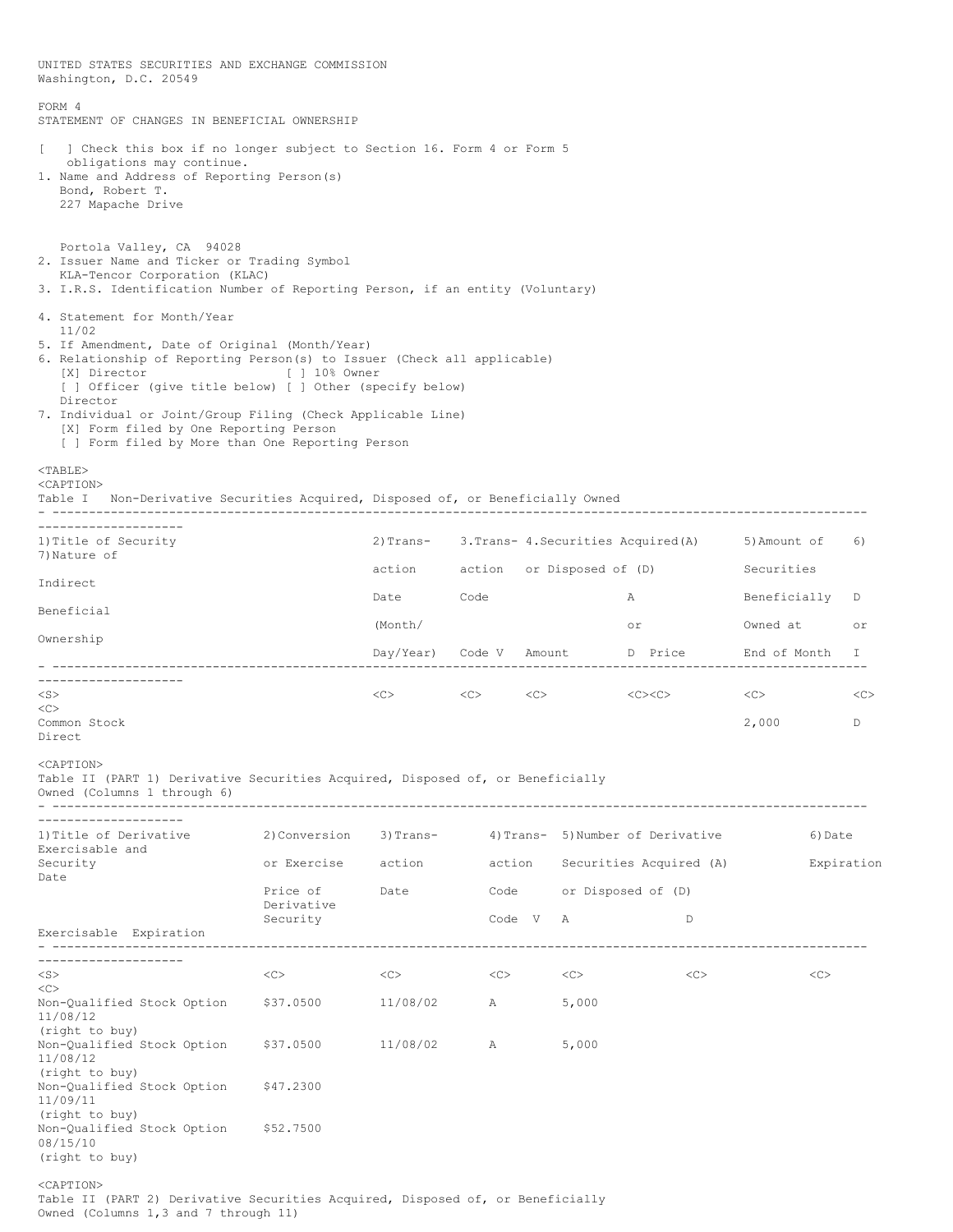UNITED STATES SECURITIES AND EXCHANGE COMMISSION
Washington, D.C. 20549

FORM 4
STATEMENT OF CHANGES IN BENEFICIAL OWNERSHIP

[ ] Check this box if no longer subject to Section 16. Form 4 or Form 5 obligations may continue.

1. Name and Address of Reporting Person(s)
   Bond, Robert T.
   227 Mapache Drive

   Portola Valley, CA 94028
2. Issuer Name and Ticker or Trading Symbol
   KLA-Tencor Corporation (KLAC)
3. I.R.S. Identification Number of Reporting Person, if an entity (Voluntary)

4. Statement for Month/Year
   11/02
5. If Amendment, Date of Original (Month/Year)
6. Relationship of Reporting Person(s) to Issuer (Check all applicable)
   [X] Director [ ] 10% Owner
   [ ] Officer (give title below) [ ] Other (specify below)
   Director
7. Individual or Joint/Group Filing (Check Applicable Line)
   [X] Form filed by One Reporting Person
   [ ] Form filed by More than One Reporting Person

Table I Non-Derivative Securities Acquired, Disposed of, or Beneficially Owned

| 1)Title of Security | 2)Transaction Date (Month/Day/Year) | 3.Transaction Code | V | 4.Securities Acquired(A) or Disposed of (D) Amount | A or D | Price | 5)Amount of Securities Beneficially Owned at End of Month | 6) D or I | 7)Nature of Indirect Beneficial Ownership |
|---|---|---|---|---|---|---|---|---|---|
| Common Stock | | | | | | | 2,000 | D | Direct |

Table II (PART 1) Derivative Securities Acquired, Disposed of, or Beneficially Owned (Columns 1 through 6)

| 1)Title of Derivative Security | 2)Conversion or Exercise Price of Derivative Security | 3)Transaction Date | 4)Transaction Code | V | 5)Number of Derivative Securities Acquired (A) or Disposed of (D) A | D | 6)Date Exercisable and Expiration Date Exercisable | Expiration |
|---|---|---|---|---|---|---|---|---|
| Non-Qualified Stock Option (right to buy) | $37.0500 | 11/08/02 | A | | 5,000 | | | 11/08/12 |
| Non-Qualified Stock Option (right to buy) | $37.0500 | 11/08/02 | A | | 5,000 | | | 11/08/12 |
| Non-Qualified Stock Option (right to buy) | $47.2300 | | | | | | | 11/09/11 |
| Non-Qualified Stock Option (right to buy) | $52.7500 | | | | | | | 08/15/10 |

Table II (PART 2) Derivative Securities Acquired, Disposed of, or Beneficially Owned (Columns 1,3 and 7 through 11)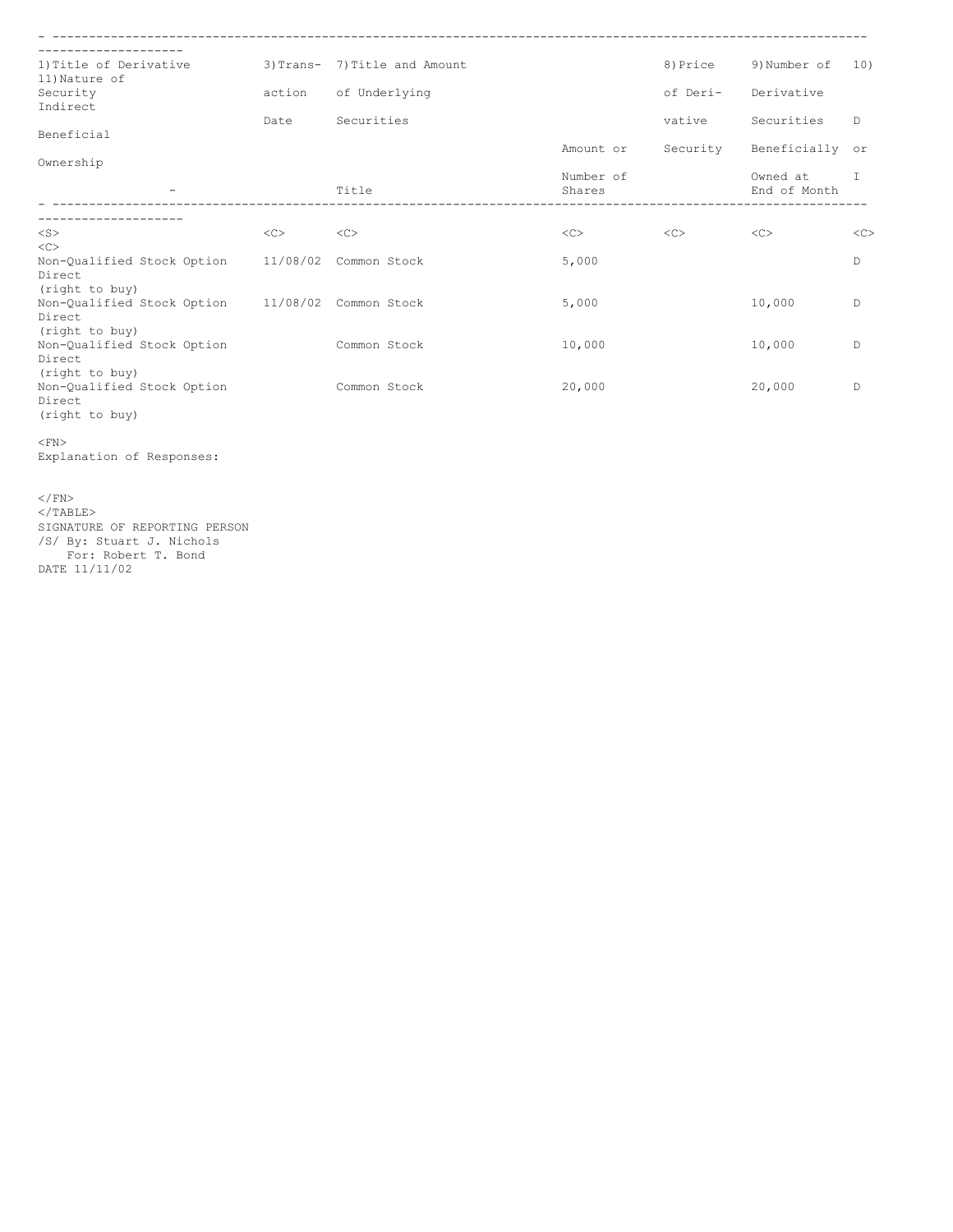| 1) Title of Derivative Security | 3) Transaction Date | 7) Title and Amount of Underlying Securities Title | Amount or Number of Shares | 8) Price of Derivative Security | 9) Number of Derivative Securities Beneficially Owned at End of Month | 10) D or I | 11) Nature of Indirect Beneficial Ownership |
|---|---|---|---|---|---|---|---|
| Non-Qualified Stock Option (right to buy) | 11/08/02 | Common Stock | 5,000 | | | D | Direct |
| Non-Qualified Stock Option (right to buy) | 11/08/02 | Common Stock | 5,000 | | 10,000 | D | Direct |
| Non-Qualified Stock Option (right to buy) | | Common Stock | 10,000 | | 10,000 | D | Direct |
| Non-Qualified Stock Option (right to buy) | | Common Stock | 20,000 | | 20,000 | D | Direct |

Explanation of Responses:

SIGNATURE OF REPORTING PERSON
/S/ By: Stuart J. Nichols
For: Robert T. Bond
DATE 11/11/02